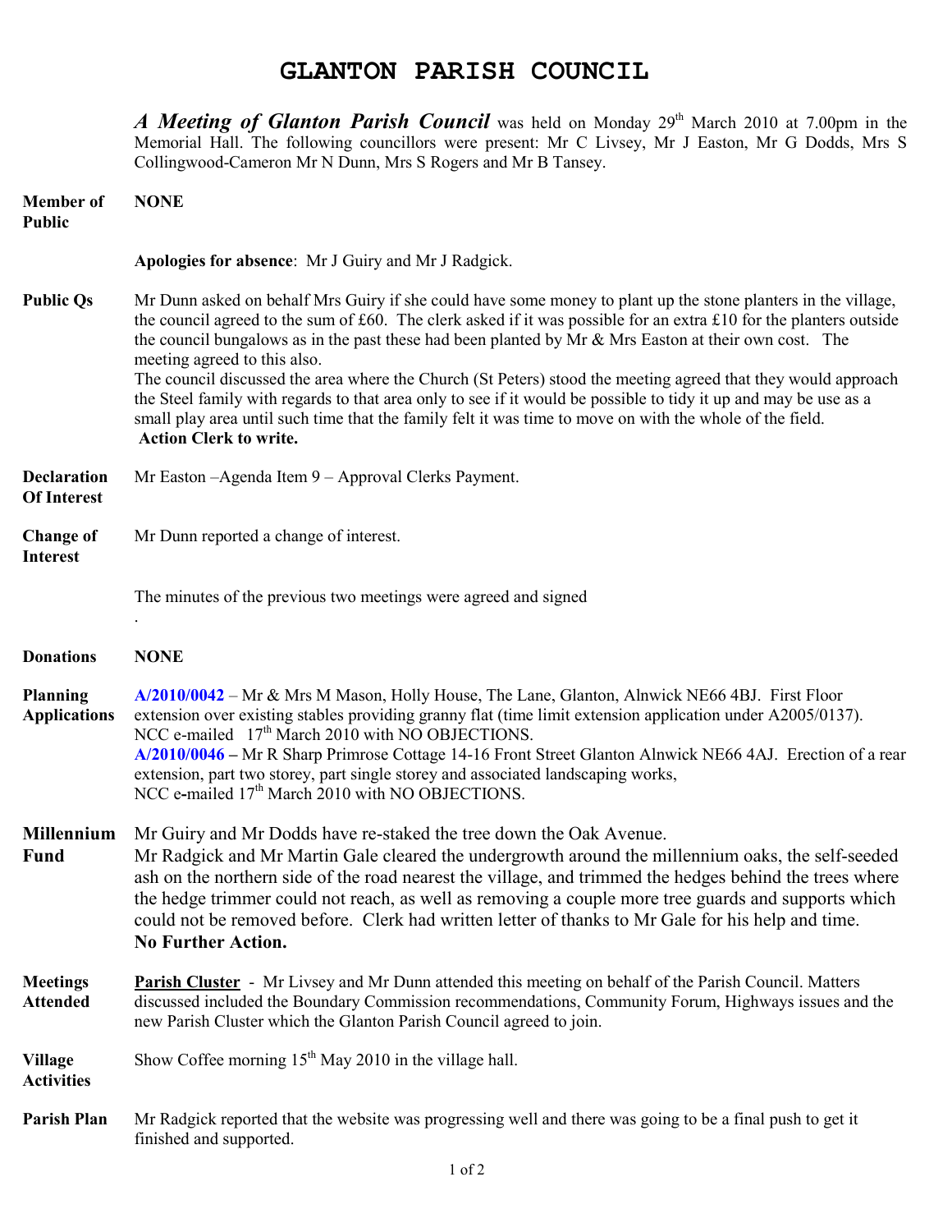# GLANTON PARISH COUNCIL

***A Meeting of Glanton Parish Council*** was held on Monday 29th March 2010 at 7.00pm in the Memorial Hall. The following councillors were present: Mr C Livsey, Mr J Easton, Mr G Dodds, Mrs S Collingwood-Cameron Mr N Dunn, Mrs S Rogers and Mr B Tansey.

**Member of Public** — **NONE**

**Apologies for absence**: Mr J Guiry and Mr J Radgick.

**Public Qs** — Mr Dunn asked on behalf Mrs Guiry if she could have some money to plant up the stone planters in the village, the council agreed to the sum of £60. The clerk asked if it was possible for an extra £10 for the planters outside the council bungalows as in the past these had been planted by Mr & Mrs Easton at their own cost. The meeting agreed to this also.
The council discussed the area where the Church (St Peters) stood the meeting agreed that they would approach the Steel family with regards to that area only to see if it would be possible to tidy it up and may be use as a small play area until such time that the family felt it was time to move on with the whole of the field.
**Action Clerk to write.**

**Declaration Of Interest** — Mr Easton –Agenda Item 9 – Approval Clerks Payment.

**Change of Interest** — Mr Dunn reported a change of interest.

The minutes of the previous two meetings were agreed and signed
.

**Donations** — **NONE**

**Planning Applications** — **A/2010/0042** – Mr & Mrs M Mason, Holly House, The Lane, Glanton, Alnwick NE66 4BJ. First Floor extension over existing stables providing granny flat (time limit extension application under A2005/0137). NCC e-mailed 17th March 2010 with NO OBJECTIONS.
**A/2010/0046 –** Mr R Sharp Primrose Cottage 14-16 Front Street Glanton Alnwick NE66 4AJ. Erection of a rear extension, part two storey, part single storey and associated landscaping works,
NCC e-mailed 17th March 2010 with NO OBJECTIONS.

**Millennium Fund** — Mr Guiry and Mr Dodds have re-staked the tree down the Oak Avenue.
Mr Radgick and Mr Martin Gale cleared the undergrowth around the millennium oaks, the self-seeded ash on the northern side of the road nearest the village, and trimmed the hedges behind the trees where the hedge trimmer could not reach, as well as removing a couple more tree guards and supports which could not be removed before. Clerk had written letter of thanks to Mr Gale for his help and time.
**No Further Action.**

**Meetings Attended** — **Parish Cluster** - Mr Livsey and Mr Dunn attended this meeting on behalf of the Parish Council. Matters discussed included the Boundary Commission recommendations, Community Forum, Highways issues and the new Parish Cluster which the Glanton Parish Council agreed to join.

**Village Activities** — Show Coffee morning 15th May 2010 in the village hall.

**Parish Plan** — Mr Radgick reported that the website was progressing well and there was going to be a final push to get it finished and supported.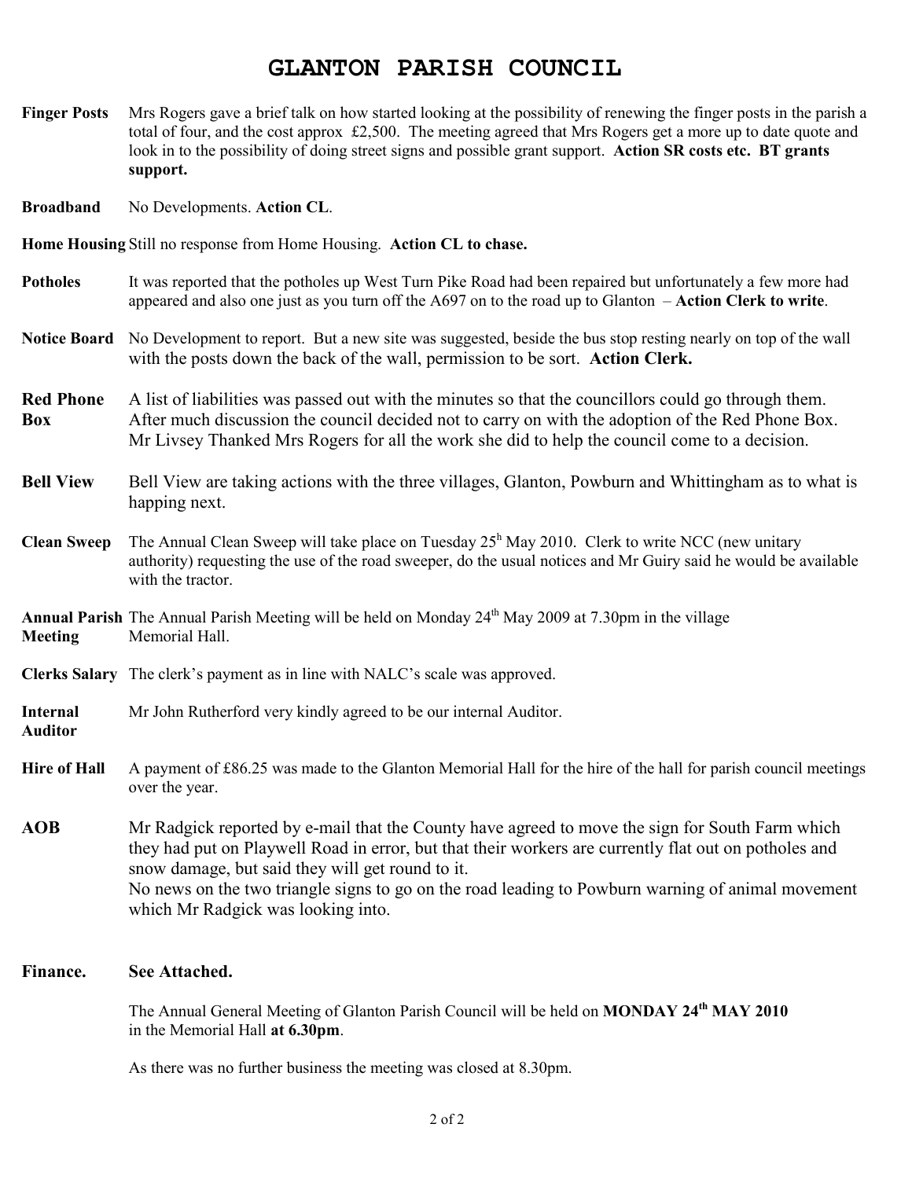# GLANTON PARISH COUNCIL

**Finger Posts** Mrs Rogers gave a brief talk on how started looking at the possibility of renewing the finger posts in the parish a total of four, and the cost approx £2,500. The meeting agreed that Mrs Rogers get a more up to date quote and look in to the possibility of doing street signs and possible grant support. **Action SR costs etc. BT grants support.**

**Broadband** No Developments. **Action CL**.

**Home Housing** Still no response from Home Housing. **Action CL to chase.**

**Potholes** It was reported that the potholes up West Turn Pike Road had been repaired but unfortunately a few more had appeared and also one just as you turn off the A697 on to the road up to Glanton – **Action Clerk to write**.

**Notice Board** No Development to report. But a new site was suggested, beside the bus stop resting nearly on top of the wall with the posts down the back of the wall, permission to be sort. **Action Clerk.**

**Red Phone Box** A list of liabilities was passed out with the minutes so that the councillors could go through them. After much discussion the council decided not to carry on with the adoption of the Red Phone Box. Mr Livsey Thanked Mrs Rogers for all the work she did to help the council come to a decision.

**Bell View** Bell View are taking actions with the three villages, Glanton, Powburn and Whittingham as to what is happing next.

**Clean Sweep** The Annual Clean Sweep will take place on Tuesday 25h May 2010. Clerk to write NCC (new unitary authority) requesting the use of the road sweeper, do the usual notices and Mr Guiry said he would be available with the tractor.

**Annual Parish Meeting** The Annual Parish Meeting will be held on Monday 24th May 2009 at 7.30pm in the village Memorial Hall.

**Clerks Salary** The clerk's payment as in line with NALC's scale was approved.

**Internal Auditor** Mr John Rutherford very kindly agreed to be our internal Auditor.

**Hire of Hall** A payment of £86.25 was made to the Glanton Memorial Hall for the hire of the hall for parish council meetings over the year.

**AOB** Mr Radgick reported by e-mail that the County have agreed to move the sign for South Farm which they had put on Playwell Road in error, but that their workers are currently flat out on potholes and snow damage, but said they will get round to it.
No news on the two triangle signs to go on the road leading to Powburn warning of animal movement which Mr Radgick was looking into.

**Finance. See Attached.**

The Annual General Meeting of Glanton Parish Council will be held on **MONDAY 24th MAY 2010** in the Memorial Hall **at 6.30pm**.

As there was no further business the meeting was closed at 8.30pm.